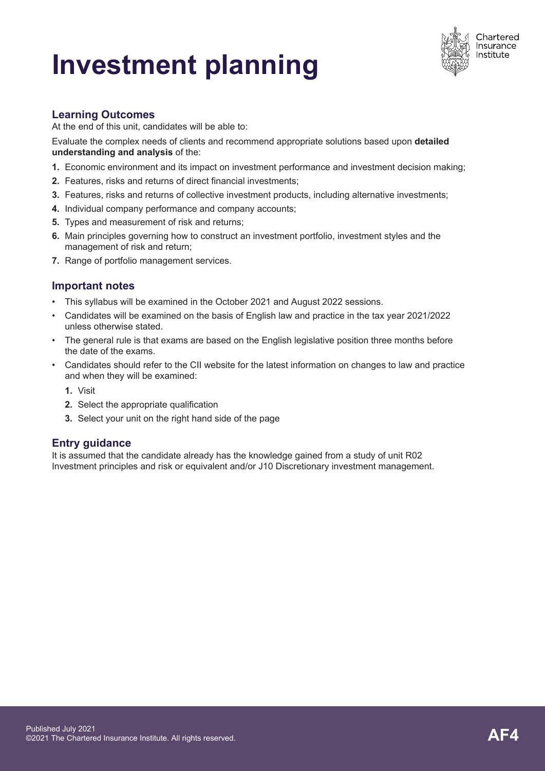# Investment planning

Chartered Insurance Institute

## Learning Outcomes

At the end of this unit, candidates will be able to:

Evaluate the complex needs of clients and recommend appropriate solutions based upon **detailed understanding and analysis** of the:

1. Economic environment and its impact on investment performance and investment decision making;
2. Features, risks and returns of direct financial investments;
3. Features, risks and returns of collective investment products, including alternative investments;
4. Individual company performance and company accounts;
5. Types and measurement of risk and returns;
6. Main principles governing how to construct an investment portfolio, investment styles and the management of risk and return;
7. Range of portfolio management services.

## Important notes

- This syllabus will be examined in the October 2021 and August 2022 sessions.
- Candidates will be examined on the basis of English law and practice in the tax year 2021/2022 unless otherwise stated.
- The general rule is that exams are based on the English legislative position three months before the date of the exams.
- Candidates should refer to the CII website for the latest information on changes to law and practice and when they will be examined:
  1. Visit
  2. Select the appropriate qualification
  3. Select your unit on the right hand side of the page

## Entry guidance

It is assumed that the candidate already has the knowledge gained from a study of unit R02 Investment principles and risk or equivalent and/or J10 Discretionary investment management.

Published July 2021
©2021 The Chartered Insurance Institute. All rights reserved.

**AF4**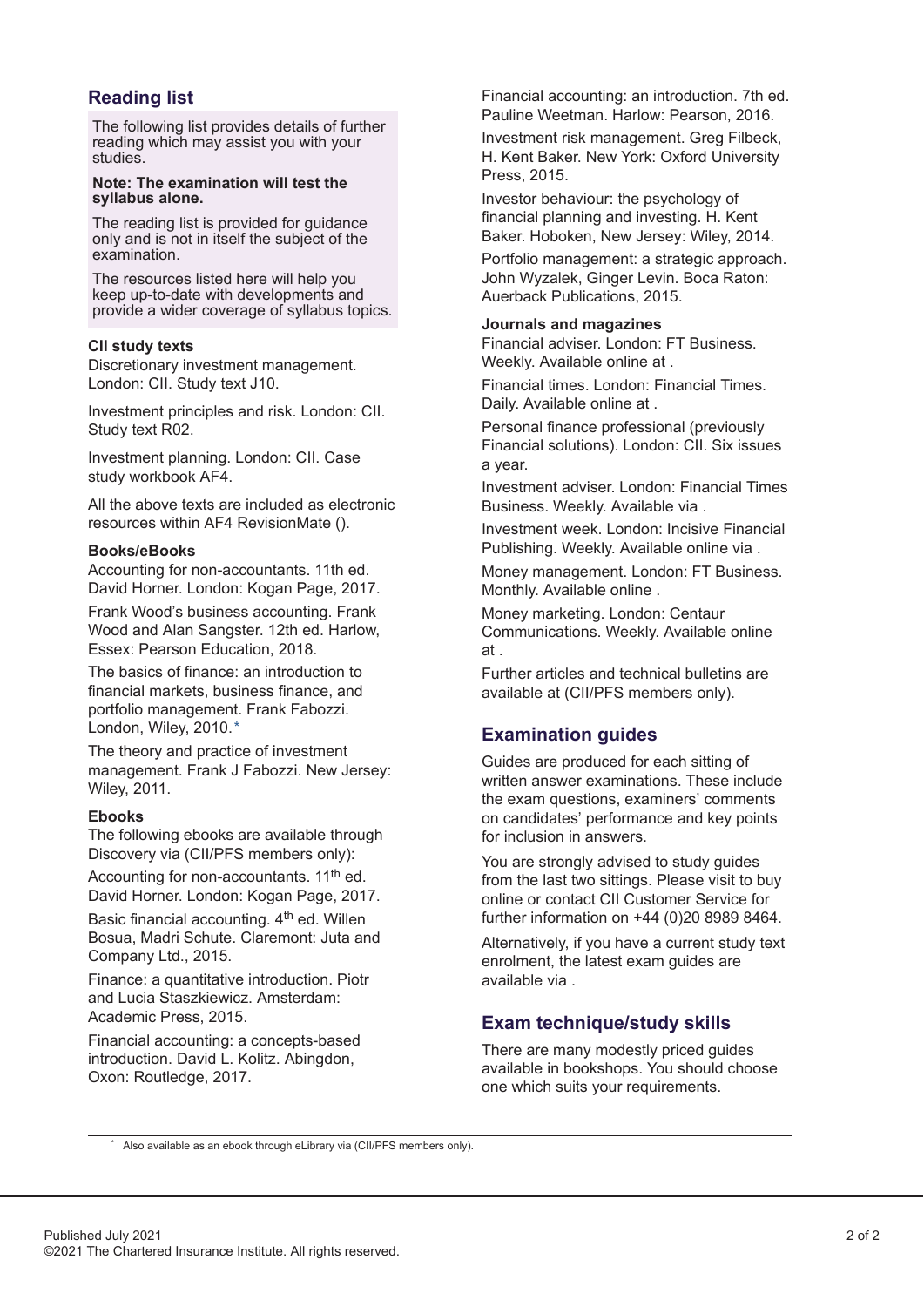## Reading list

The following list provides details of further reading which may assist you with your studies.

**Note: The examination will test the syllabus alone.**

The reading list is provided for guidance only and is not in itself the subject of the examination.

The resources listed here will help you keep up-to-date with developments and provide a wider coverage of syllabus topics.

**CII study texts**

Discretionary investment management. London: CII. Study text J10.

Investment principles and risk. London: CII. Study text R02.

Investment planning. London: CII. Case study workbook AF4.

All the above texts are included as electronic resources within AF4 RevisionMate ().

**Books/eBooks**

Accounting for non-accountants. 11th ed. David Horner. London: Kogan Page, 2017.

Frank Wood's business accounting. Frank Wood and Alan Sangster. 12th ed. Harlow, Essex: Pearson Education, 2018.

The basics of finance: an introduction to financial markets, business finance, and portfolio management. Frank Fabozzi. London, Wiley, 2010.*

The theory and practice of investment management. Frank J Fabozzi. New Jersey: Wiley, 2011.

**Ebooks**

The following ebooks are available through Discovery via (CII/PFS members only):

Accounting for non-accountants. 11th ed. David Horner. London: Kogan Page, 2017.

Basic financial accounting. 4th ed. Willen Bosua, Madri Schute. Claremont: Juta and Company Ltd., 2015.

Finance: a quantitative introduction. Piotr and Lucia Staszkiewicz. Amsterdam: Academic Press, 2015.

Financial accounting: a concepts-based introduction. David L. Kolitz. Abingdon, Oxon: Routledge, 2017.

Financial accounting: an introduction. 7th ed. Pauline Weetman. Harlow: Pearson, 2016.

Investment risk management. Greg Filbeck, H. Kent Baker. New York: Oxford University Press, 2015.

Investor behaviour: the psychology of financial planning and investing. H. Kent Baker. Hoboken, New Jersey: Wiley, 2014.

Portfolio management: a strategic approach. John Wyzalek, Ginger Levin. Boca Raton: Auerback Publications, 2015.

**Journals and magazines**

Financial adviser. London: FT Business. Weekly. Available online at .

Financial times. London: Financial Times. Daily. Available online at .

Personal finance professional (previously Financial solutions). London: CII. Six issues a year.

Investment adviser. London: Financial Times Business. Weekly. Available via .

Investment week. London: Incisive Financial Publishing. Weekly. Available online via .

Money management. London: FT Business. Monthly. Available online .

Money marketing. London: Centaur Communications. Weekly. Available online at .

Further articles and technical bulletins are available at (CII/PFS members only).

## Examination guides

Guides are produced for each sitting of written answer examinations. These include the exam questions, examiners' comments on candidates' performance and key points for inclusion in answers.

You are strongly advised to study guides from the last two sittings. Please visit to buy online or contact CII Customer Service for further information on +44 (0)20 8989 8464.

Alternatively, if you have a current study text enrolment, the latest exam guides are available via .

## Exam technique/study skills

There are many modestly priced guides available in bookshops. You should choose one which suits your requirements.

* Also available as an ebook through eLibrary via (CII/PFS members only).

Published July 2021
©2021 The Chartered Insurance Institute. All rights reserved.